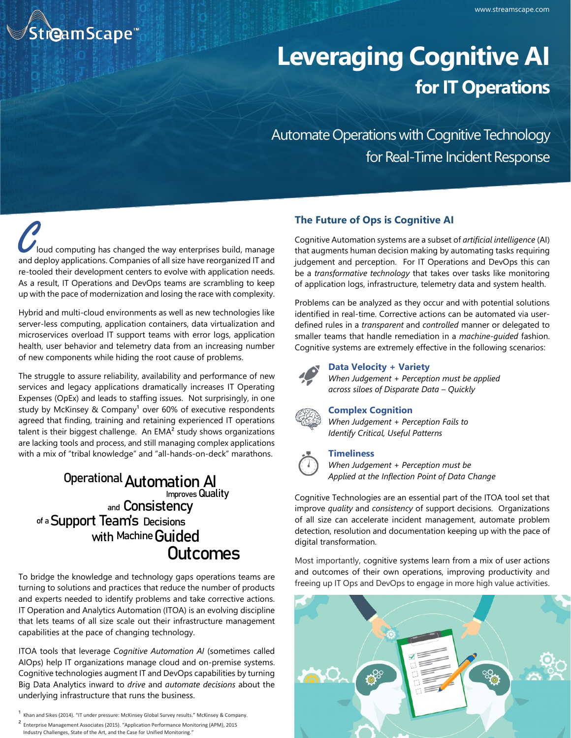# Leveraging Cognitive AI
## for IT Operations

Automate Operations with Cognitive Technology for Real-Time Incident Response

Cloud computing has changed the way enterprises build, manage and deploy applications. Companies of all size have reorganized IT and re-tooled their development centers to evolve with application needs. As a result, IT Operations and DevOps teams are scrambling to keep up with the pace of modernization and losing the race with complexity.

Hybrid and multi-cloud environments as well as new technologies like server-less computing, application containers, data virtualization and microservices overload IT support teams with error logs, application health, user behavior and telemetry data from an increasing number of new components while hiding the root cause of problems.

The struggle to assure reliability, availability and performance of new services and legacy applications dramatically increases IT Operating Expenses (OpEx) and leads to staffing issues. Not surprisingly, in one study by McKinsey & Company[1] over 60% of executive respondents agreed that finding, training and retaining experienced IT operations talent is their biggest challenge. An EMA[2] study shows organizations are lacking tools and process, and still managing complex applications with a mix of "tribal knowledge" and "all-hands-on-deck" marathons.

Operational Automation AI Improves Quality and Consistency of a Support Team's Decisions with Machine Guided Outcomes

To bridge the knowledge and technology gaps operations teams are turning to solutions and practices that reduce the number of products and experts needed to identify problems and take corrective actions. IT Operation and Analytics Automation (ITOA) is an evolving discipline that lets teams of all size scale out their infrastructure management capabilities at the pace of changing technology.

ITOA tools that leverage *Cognitive Automation AI* (sometimes called AIOps) help IT organizations manage cloud and on-premise systems. Cognitive technologies augment IT and DevOps capabilities by turning Big Data Analytics inward to *drive* and *automate decisions* about the underlying infrastructure that runs the business.

[1] Khan and Sikes (2014). "IT under pressure: McKinsey Global Survey results." McKinsey & Company.

[2] Enterprise Management Associates (2015). "Application Performance Monitoring (APM), 2015 Industry Challenges, State of the Art, and the Case for Unified Monitoring."

## The Future of Ops is Cognitive AI

Cognitive Automation systems are a subset of *artificial intelligence* (AI) that augments human decision making by automating tasks requiring judgement and perception. For IT Operations and DevOps this can be a *transformative technology* that takes over tasks like monitoring of application logs, infrastructure, telemetry data and system health.

Problems can be analyzed as they occur and with potential solutions identified in real-time. Corrective actions can be automated via user-defined rules in a *transparent* and *controlled* manner or delegated to smaller teams that handle remediation in a *machine-guided* fashion. Cognitive systems are extremely effective in the following scenarios:

**Data Velocity + Variety**
*When Judgement + Perception must be applied across siloes of Disparate Data – Quickly*

**Complex Cognition**
*When Judgement + Perception Fails to Identify Critical, Useful Patterns*

**Timeliness**
*When Judgement + Perception must be Applied at the Inflection Point of Data Change*

Cognitive Technologies are an essential part of the ITOA tool set that improve *quality* and *consistency* of support decisions. Organizations of all size can accelerate incident management, automate problem detection, resolution and documentation keeping up with the pace of digital transformation.

Most importantly, cognitive systems learn from a mix of user actions and outcomes of their own operations, improving productivity and freeing up IT Ops and DevOps to engage in more high value activities.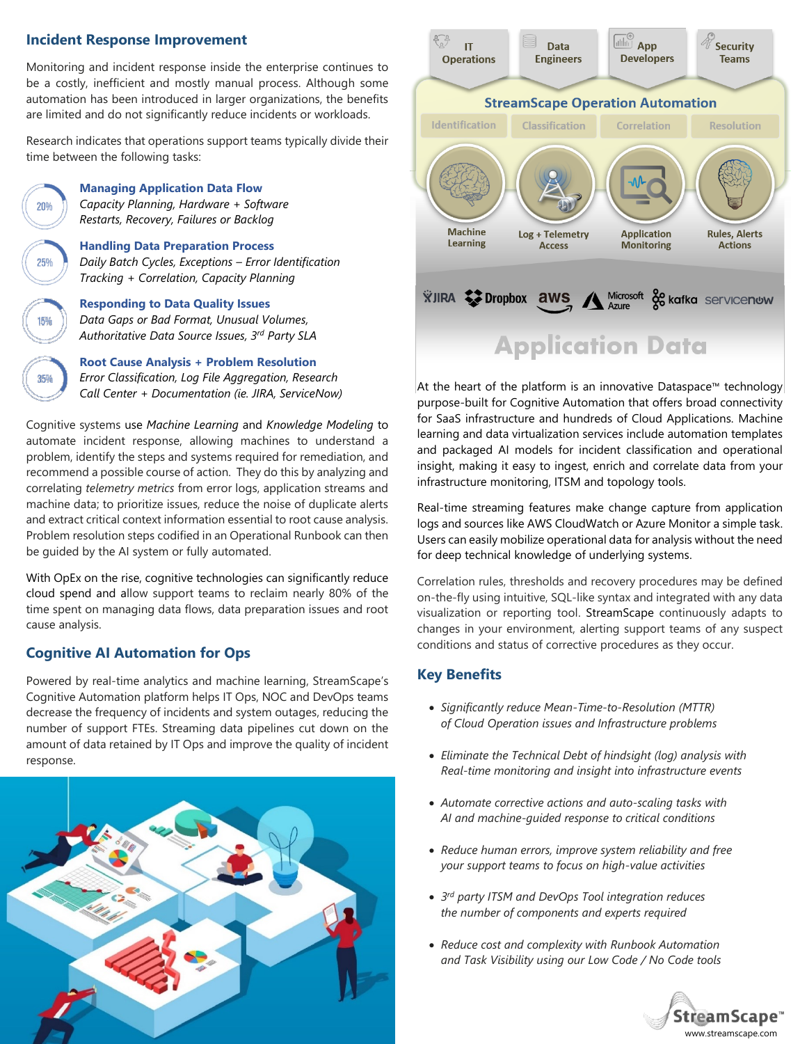## Incident Response Improvement

Monitoring and incident response inside the enterprise continues to be a costly, inefficient and mostly manual process. Although some automation has been introduced in larger organizations, the benefits are limited and do not significantly reduce incidents or workloads.

Research indicates that operations support teams typically divide their time between the following tasks:

20%

**Managing Application Data Flow**
*Capacity Planning, Hardware + Software Restarts, Recovery, Failures or Backlog*

25%

**Handling Data Preparation Process**
*Daily Batch Cycles, Exceptions – Error Identification Tracking + Correlation, Capacity Planning*

15%

**Responding to Data Quality Issues**
*Data Gaps or Bad Format, Unusual Volumes, Authoritative Data Source Issues, 3rd Party SLA*

35%

**Root Cause Analysis + Problem Resolution**
*Error Classification, Log File Aggregation, Research Call Center + Documentation (ie. JIRA, ServiceNow)*

Cognitive systems use *Machine Learning* and *Knowledge Modeling* to automate incident response, allowing machines to understand a problem, identify the steps and systems required for remediation, and recommend a possible course of action. They do this by analyzing and correlating *telemetry metrics* from error logs, application streams and machine data; to prioritize issues, reduce the noise of duplicate alerts and extract critical context information essential to root cause analysis. Problem resolution steps codified in an Operational Runbook can then be guided by the AI system or fully automated.

With OpEx on the rise, cognitive technologies can significantly reduce cloud spend and allow support teams to reclaim nearly 80% of the time spent on managing data flows, data preparation issues and root cause analysis.

## Cognitive AI Automation for Ops

Powered by real-time analytics and machine learning, StreamScape's Cognitive Automation platform helps IT Ops, NOC and DevOps teams decrease the frequency of incidents and system outages, reducing the number of support FTEs. Streaming data pipelines cut down on the amount of data retained by IT Ops and improve the quality of incident response.

IT Operations
Data Engineers
App Developers
Security Teams

StreamScape Operation Automation

Identification
Classification
Correlation
Resolution

Machine Learning
Log + Telemetry Access
Application Monitoring
Rules, Alerts Actions

JIRA Dropbox aws Microsoft Azure kafka servicenow

Application Data

At the heart of the platform is an innovative Dataspace™ technology purpose-built for Cognitive Automation that offers broad connectivity for SaaS infrastructure and hundreds of Cloud Applications. Machine learning and data virtualization services include automation templates and packaged AI models for incident classification and operational insight, making it easy to ingest, enrich and correlate data from your infrastructure monitoring, ITSM and topology tools.

Real-time streaming features make change capture from application logs and sources like AWS CloudWatch or Azure Monitor a simple task. Users can easily mobilize operational data for analysis without the need for deep technical knowledge of underlying systems.

Correlation rules, thresholds and recovery procedures may be defined on-the-fly using intuitive, SQL-like syntax and integrated with any data visualization or reporting tool. StreamScape continuously adapts to changes in your environment, alerting support teams of any suspect conditions and status of corrective procedures as they occur.

## Key Benefits

- *Significantly reduce Mean-Time-to-Resolution (MTTR) of Cloud Operation issues and Infrastructure problems*
- *Eliminate the Technical Debt of hindsight (log) analysis with Real-time monitoring and insight into infrastructure events*
- *Automate corrective actions and auto-scaling tasks with AI and machine-guided response to critical conditions*
- *Reduce human errors, improve system reliability and free your support teams to focus on high-value activities*
- *3rd party ITSM and DevOps Tool integration reduces the number of components and experts required*
- *Reduce cost and complexity with Runbook Automation and Task Visibility using our Low Code / No Code tools*

StreamScape™
www.streamscape.com